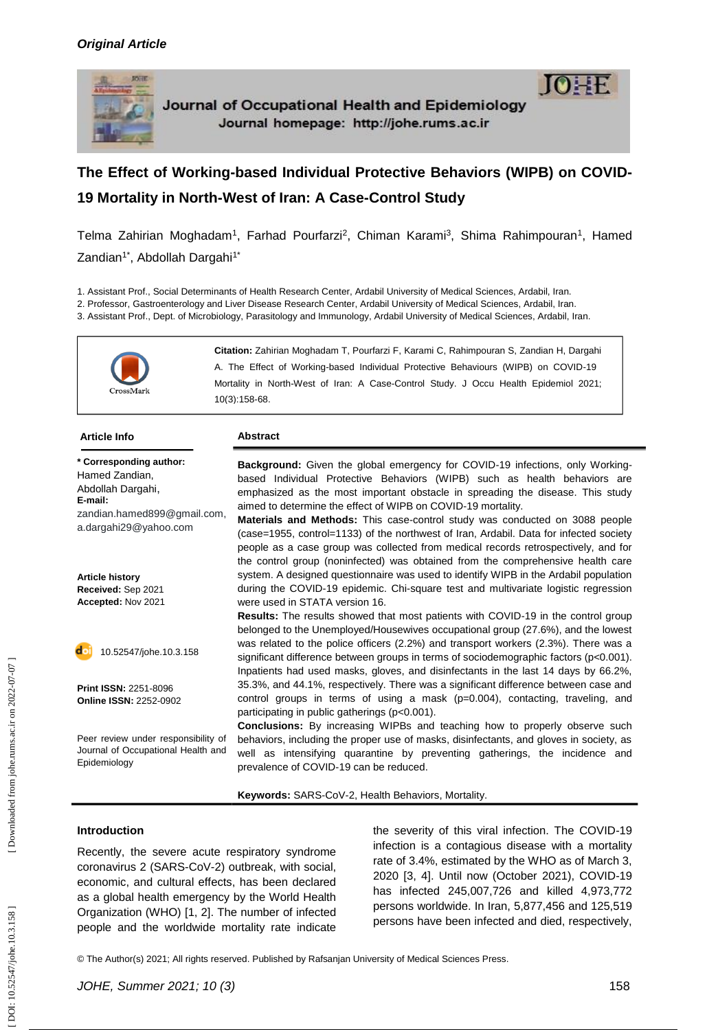*Original Article*

Journal of Occupational Health and Epidemiology
Journal homepage: http://johe.rums.ac.ir

# The Effect of Working-based Individual Protective Behaviors (WIPB) on COVID-19 Mortality in North-West of Iran: A Case-Control Study

Telma Zahirian Moghadam[1], Farhad Pourfarzi[2], Chiman Karami[3], Shima Rahimpouran[1], Hamed Zandian[1*], Abdollah Dargahi[1*]

1. Assistant Prof., Social Determinants of Health Research Center, Ardabil University of Medical Sciences, Ardabil, Iran.
2. Professor, Gastroenterology and Liver Disease Research Center, Ardabil University of Medical Sciences, Ardabil, Iran.
3. Assistant Prof., Dept. of Microbiology, Parasitology and Immunology, Ardabil University of Medical Sciences, Ardabil, Iran.

**Citation:** Zahirian Moghadam T, Pourfarzi F, Karami C, Rahimpouran S, Zandian H, Dargahi A. The Effect of Working-based Individual Protective Behaviours (WIPB) on COVID-19 Mortality in North-West of Iran: A Case-Control Study. J Occu Health Epidemiol 2021; 10(3):158-68.

## Article Info

**\* Corresponding author:**
Hamed Zandian,
Abdollah Dargahi,
**E-mail:**
zandian.hamed899@gmail.com,
a.dargahi29@yahoo.com

**Article history**
**Received:** Sep 2021
**Accepted:** Nov 2021

10.52547/johe.10.3.158

**Print ISSN:** 2251-8096
**Online ISSN:** 2252-0902

Peer review under responsibility of Journal of Occupational Health and Epidemiology

## Abstract

**Background:** Given the global emergency for COVID-19 infections, only Working-based Individual Protective Behaviors (WIPB) such as health behaviors are emphasized as the most important obstacle in spreading the disease. This study aimed to determine the effect of WIPB on COVID-19 mortality.

**Materials and Methods:** This case-control study was conducted on 3088 people (case=1955, control=1133) of the northwest of Iran, Ardabil. Data for infected society people as a case group was collected from medical records retrospectively, and for the control group (noninfected) was obtained from the comprehensive health care system. A designed questionnaire was used to identify WIPB in the Ardabil population during the COVID-19 epidemic. Chi-square test and multivariate logistic regression were used in STATA version 16.

**Results:** The results showed that most patients with COVID-19 in the control group belonged to the Unemployed/Housewives occupational group (27.6%), and the lowest was related to the police officers (2.2%) and transport workers (2.3%). There was a significant difference between groups in terms of sociodemographic factors ($p<0.001$). Inpatients had used masks, gloves, and disinfectants in the last 14 days by 66.2%, 35.3%, and 44.1%, respectively. There was a significant difference between case and control groups in terms of using a mask ($p=0.004$), contacting, traveling, and participating in public gatherings ($p<0.001$).

**Conclusions:** By increasing WIPBs and teaching how to properly observe such behaviors, including the proper use of masks, disinfectants, and gloves in society, as well as intensifying quarantine by preventing gatherings, the incidence and prevalence of COVID-19 can be reduced.

**Keywords:** SARS-CoV-2, Health Behaviors, Mortality.

## Introduction

Recently, the severe acute respiratory syndrome coronavirus 2 (SARS-CoV-2) outbreak, with social, economic, and cultural effects, has been declared as a global health emergency by the World Health Organization (WHO) [1, 2]. The number of infected people and the worldwide mortality rate indicate the severity of this viral infection. The COVID-19 infection is a contagious disease with a mortality rate of 3.4%, estimated by the WHO as of March 3, 2020 [3, 4]. Until now (October 2021), COVID-19 has infected 245,007,726 and killed 4,973,772 persons worldwide. In Iran, 5,877,456 and 125,519 persons have been infected and died, respectively,

© The Author(s) 2021; All rights reserved. Published by Rafsanjan University of Medical Sciences Press.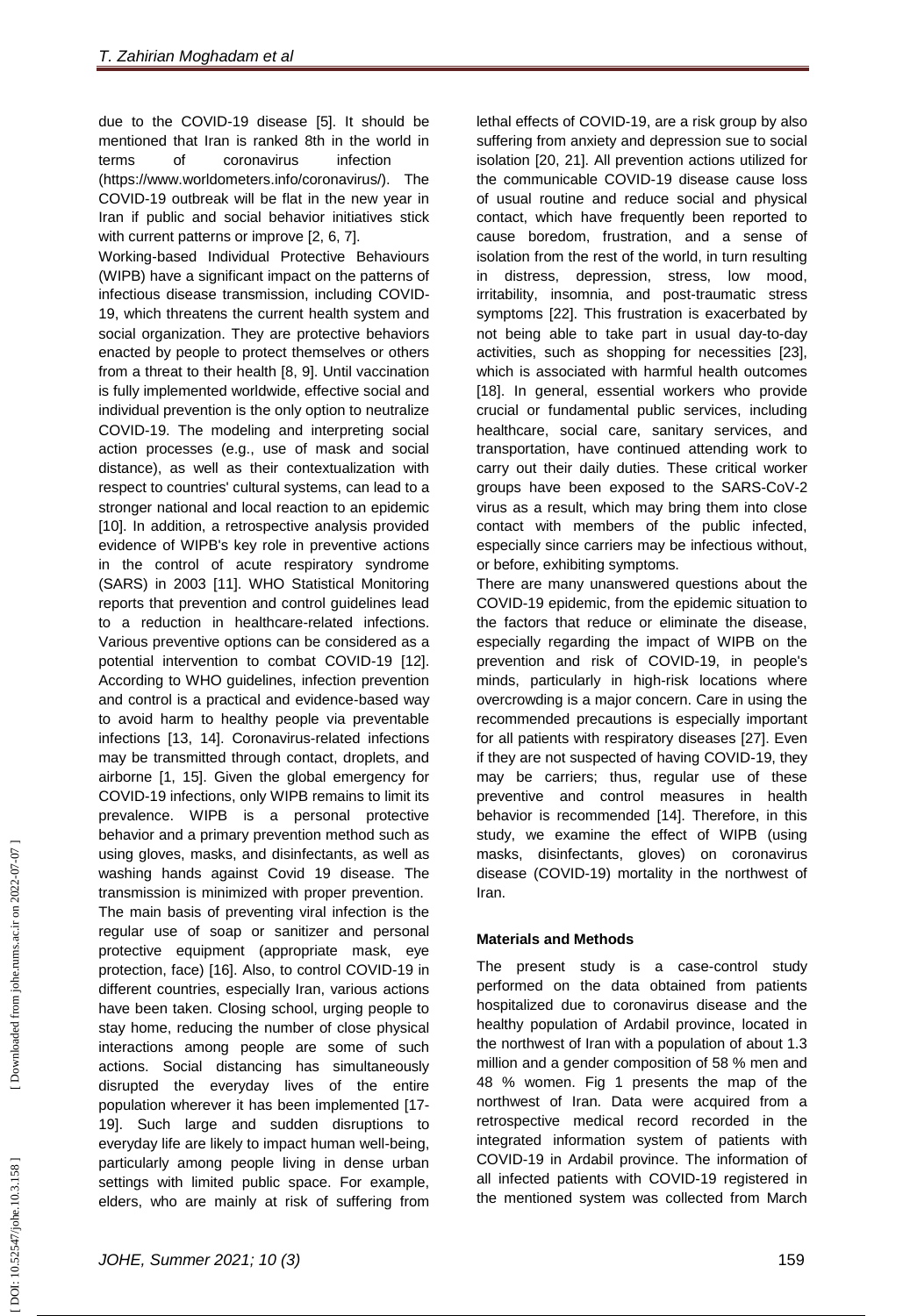due to the COVID-19 disease [5]. It should be mentioned that Iran is ranked 8th in the world in terms of coronavirus infection (https://www.worldometers.info/coronavirus/). The COVID-19 outbreak will be flat in the new year in Iran if public and social behavior initiatives stick with current patterns or improve [2, 6, 7].

Working-based Individual Protective Behaviours (WIPB) have a significant impact on the patterns of infectious disease transmission, including COVID-19, which threatens the current health system and social organization. They are protective behaviors enacted by people to protect themselves or others from a threat to their health [8, 9]. Until vaccination is fully implemented worldwide, effective social and individual prevention is the only option to neutralize COVID-19. The modeling and interpreting social action processes (e.g., use of mask and social distance), as well as their contextualization with respect to countries' cultural systems, can lead to a stronger national and local reaction to an epidemic [10]. In addition, a retrospective analysis provided evidence of WIPB's key role in preventive actions in the control of acute respiratory syndrome (SARS) in 2003 [11]. WHO Statistical Monitoring reports that prevention and control guidelines lead to a reduction in healthcare-related infections. Various preventive options can be considered as a potential intervention to combat COVID-19 [12]. According to WHO guidelines, infection prevention and control is a practical and evidence-based way to avoid harm to healthy people via preventable infections [13, 14]. Coronavirus-related infections may be transmitted through contact, droplets, and airborne [1, 15]. Given the global emergency for COVID-19 infections, only WIPB remains to limit its prevalence. WIPB is a personal protective behavior and a primary prevention method such as using gloves, masks, and disinfectants, as well as washing hands against Covid 19 disease. The transmission is minimized with proper prevention.

The main basis of preventing viral infection is the regular use of soap or sanitizer and personal protective equipment (appropriate mask, eye protection, face) [16]. Also, to control COVID-19 in different countries, especially Iran, various actions have been taken. Closing school, urging people to stay home, reducing the number of close physical interactions among people are some of such actions. Social distancing has simultaneously disrupted the everyday lives of the entire population wherever it has been implemented [17-19]. Such large and sudden disruptions to everyday life are likely to impact human well-being, particularly among people living in dense urban settings with limited public space. For example, elders, who are mainly at risk of suffering from lethal effects of COVID-19, are a risk group by also suffering from anxiety and depression sue to social isolation [20, 21]. All prevention actions utilized for the communicable COVID-19 disease cause loss of usual routine and reduce social and physical contact, which have frequently been reported to cause boredom, frustration, and a sense of isolation from the rest of the world, in turn resulting in distress, depression, stress, low mood, irritability, insomnia, and post-traumatic stress symptoms [22]. This frustration is exacerbated by not being able to take part in usual day-to-day activities, such as shopping for necessities [23], which is associated with harmful health outcomes [18]. In general, essential workers who provide crucial or fundamental public services, including healthcare, social care, sanitary services, and transportation, have continued attending work to carry out their daily duties. These critical worker groups have been exposed to the SARS-CoV-2 virus as a result, which may bring them into close contact with members of the public infected, especially since carriers may be infectious without, or before, exhibiting symptoms.

There are many unanswered questions about the COVID-19 epidemic, from the epidemic situation to the factors that reduce or eliminate the disease, especially regarding the impact of WIPB on the prevention and risk of COVID-19, in people's minds, particularly in high-risk locations where overcrowding is a major concern. Care in using the recommended precautions is especially important for all patients with respiratory diseases [27]. Even if they are not suspected of having COVID-19, they may be carriers; thus, regular use of these preventive and control measures in health behavior is recommended [14]. Therefore, in this study, we examine the effect of WIPB (using masks, disinfectants, gloves) on coronavirus disease (COVID-19) mortality in the northwest of Iran.

## Materials and Methods

The present study is a case-control study performed on the data obtained from patients hospitalized due to coronavirus disease and the healthy population of Ardabil province, located in the northwest of Iran with a population of about 1.3 million and a gender composition of 58 % men and 48 % women. Fig 1 presents the map of the northwest of Iran. Data were acquired from a retrospective medical record recorded in the integrated information system of patients with COVID-19 in Ardabil province. The information of all infected patients with COVID-19 registered in the mentioned system was collected from March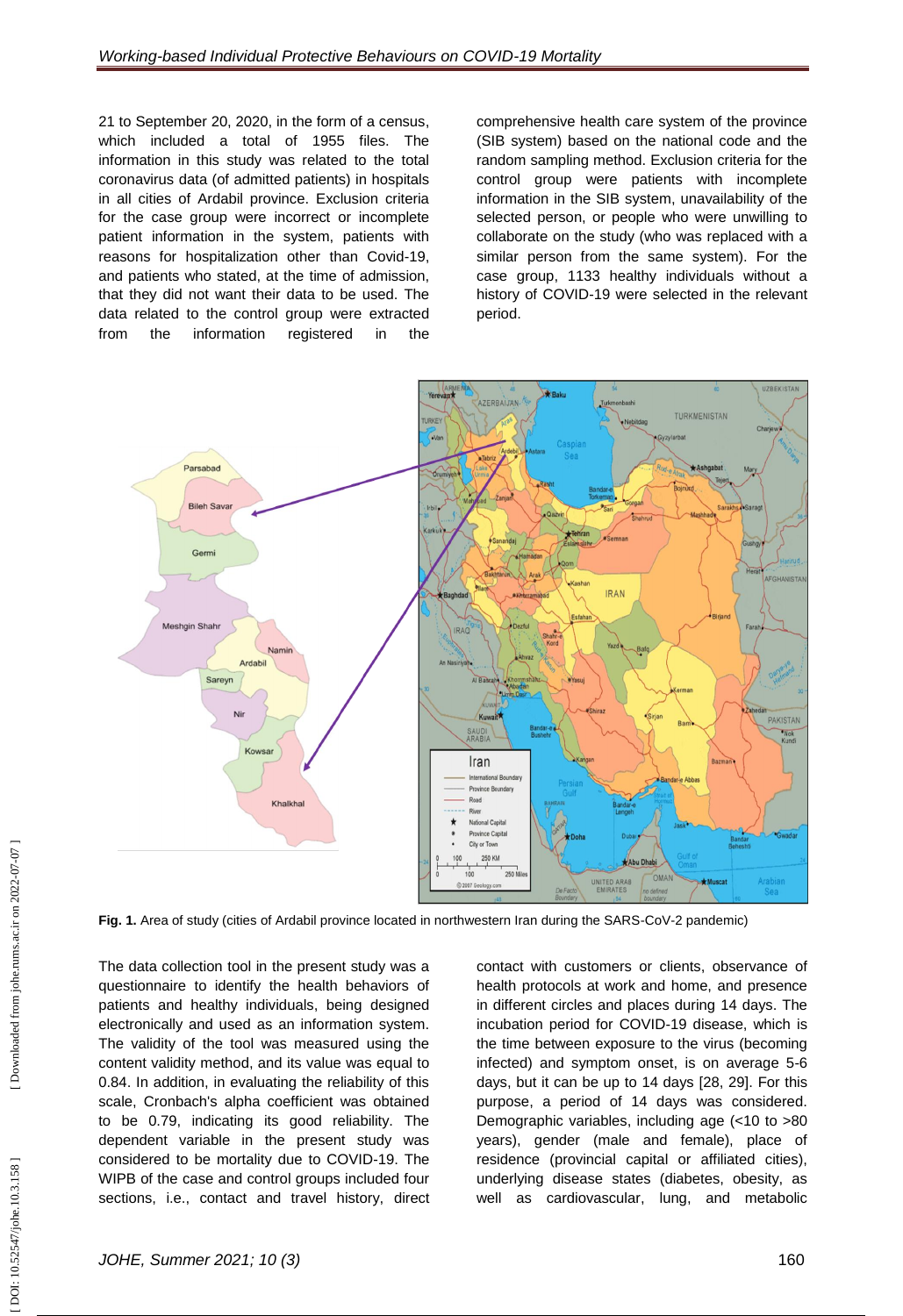21 to September 20, 2020, in the form of a census, which included a total of 1955 files. The information in this study was related to the total coronavirus data (of admitted patients) in hospitals in all cities of Ardabil province. Exclusion criteria for the case group were incorrect or incomplete patient information in the system, patients with reasons for hospitalization other than Covid-19, and patients who stated, at the time of admission, that they did not want their data to be used. The data related to the control group were extracted from the information registered in the comprehensive health care system of the province (SIB system) based on the national code and the random sampling method. Exclusion criteria for the control group were patients with incomplete information in the SIB system, unavailability of the selected person, or people who were unwilling to collaborate on the study (who was replaced with a similar person from the same system). For the case group, 1133 healthy individuals without a history of COVID-19 were selected in the relevant period.

**Fig. 1.** Area of study (cities of Ardabil province located in northwestern Iran during the SARS-CoV-2 pandemic)

The data collection tool in the present study was a questionnaire to identify the health behaviors of patients and healthy individuals, being designed electronically and used as an information system. The validity of the tool was measured using the content validity method, and its value was equal to 0.84. In addition, in evaluating the reliability of this scale, Cronbach's alpha coefficient was obtained to be 0.79, indicating its good reliability. The dependent variable in the present study was considered to be mortality due to COVID-19. The WIPB of the case and control groups included four sections, i.e., contact and travel history, direct contact with customers or clients, observance of health protocols at work and home, and presence in different circles and places during 14 days. The incubation period for COVID-19 disease, which is the time between exposure to the virus (becoming infected) and symptom onset, is on average 5-6 days, but it can be up to 14 days [28, 29]. For this purpose, a period of 14 days was considered. Demographic variables, including age (<10 to >80 years), gender (male and female), place of residence (provincial capital or affiliated cities), underlying disease states (diabetes, obesity, as well as cardiovascular, lung, and metabolic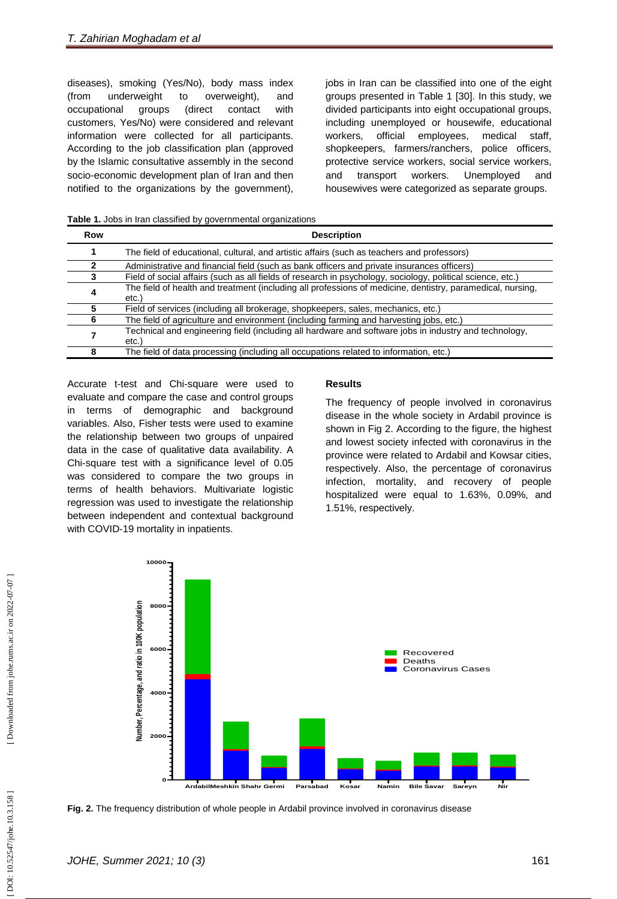diseases), smoking (Yes/No), body mass index (from underweight to overweight), and occupational groups (direct contact with customers, Yes/No) were considered and relevant information were collected for all participants. According to the job classification plan (approved by the Islamic consultative assembly in the second socio-economic development plan of Iran and then notified to the organizations by the government), jobs in Iran can be classified into one of the eight groups presented in Table 1 [30]. In this study, we divided participants into eight occupational groups, including unemployed or housewife, educational workers, official employees, medical staff, shopkeepers, farmers/ranchers, police officers, protective service workers, social service workers, and transport workers. Unemployed and housewives were categorized as separate groups.

**Table 1.** Jobs in Iran classified by governmental organizations

| Row | Description |
|---|---|
| 1 | The field of educational, cultural, and artistic affairs (such as teachers and professors) |
| 2 | Administrative and financial field (such as bank officers and private insurances officers) |
| 3 | Field of social affairs (such as all fields of research in psychology, sociology, political science, etc.) |
| 4 | The field of health and treatment (including all professions of medicine, dentistry, paramedical, nursing, etc.) |
| 5 | Field of services (including all brokerage, shopkeepers, sales, mechanics, etc.) |
| 6 | The field of agriculture and environment (including farming and harvesting jobs, etc.) |
| 7 | Technical and engineering field (including all hardware and software jobs in industry and technology, etc.) |
| 8 | The field of data processing (including all occupations related to information, etc.) |

Accurate t-test and Chi-square were used to evaluate and compare the case and control groups in terms of demographic and background variables. Also, Fisher tests were used to examine the relationship between two groups of unpaired data in the case of qualitative data availability. A Chi-square test with a significance level of 0.05 was considered to compare the two groups in terms of health behaviors. Multivariate logistic regression was used to investigate the relationship between independent and contextual background with COVID-19 mortality in inpatients.

## Results

The frequency of people involved in coronavirus disease in the whole society in Ardabil province is shown in Fig 2. According to the figure, the highest and lowest society infected with coronavirus in the province were related to Ardabil and Kowsar cities, respectively. Also, the percentage of coronavirus infection, mortality, and recovery of people hospitalized were equal to 1.63%, 0.09%, and 1.51%, respectively.

**Fig. 2.** The frequency distribution of whole people in Ardabil province involved in coronavirus disease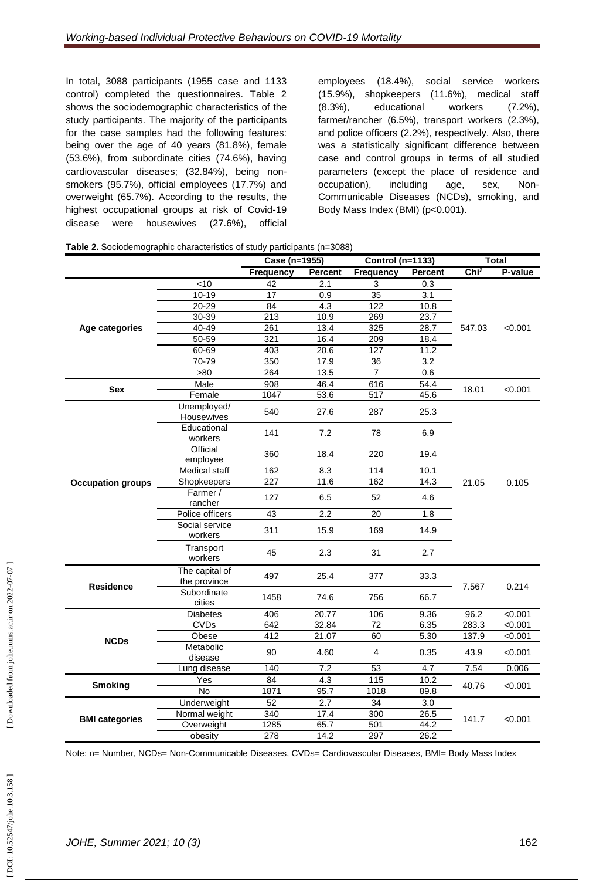In total, 3088 participants (1955 case and 1133 control) completed the questionnaires. Table 2 shows the sociodemographic characteristics of the study participants. The majority of the participants for the case samples had the following features: being over the age of 40 years (81.8%), female (53.6%), from subordinate cities (74.6%), having cardiovascular diseases; (32.84%), being non-smokers (95.7%), official employees (17.7%) and overweight (65.7%). According to the results, the highest occupational groups at risk of Covid-19 disease were housewives (27.6%), official employees (18.4%), social service workers (15.9%), shopkeepers (11.6%), medical staff (8.3%), educational workers (7.2%), farmer/rancher (6.5%), transport workers (2.3%), and police officers (2.2%), respectively. Also, there was a statistically significant difference between case and control groups in terms of all studied parameters (except the place of residence and occupation), including age, sex, Non-Communicable Diseases (NCDs), smoking, and Body Mass Index (BMI) (p<0.001).

**Table 2.** Sociodemographic characteristics of study participants (n=3088)

| | | Case (n=1955) | | Control (n=1133) | | Total | |
|---|---|---|---|---|---|---|---|
| | | Frequency | Percent | Frequency | Percent | $Chi^2$ | P-value |
| **Age categories** | <10 | 42 | 2.1 | 3 | 0.3 | 547.03 | <0.001 |
| | 10-19 | 17 | 0.9 | 35 | 3.1 | | |
| | 20-29 | 84 | 4.3 | 122 | 10.8 | | |
| | 30-39 | 213 | 10.9 | 269 | 23.7 | | |
| | 40-49 | 261 | 13.4 | 325 | 28.7 | | |
| | 50-59 | 321 | 16.4 | 209 | 18.4 | | |
| | 60-69 | 403 | 20.6 | 127 | 11.2 | | |
| | 70-79 | 350 | 17.9 | 36 | 3.2 | | |
| | >80 | 264 | 13.5 | 7 | 0.6 | | |
| **Sex** | Male | 908 | 46.4 | 616 | 54.4 | 18.01 | <0.001 |
| | Female | 1047 | 53.6 | 517 | 45.6 | | |
| **Occupation groups** | Unemployed/ Housewives | 540 | 27.6 | 287 | 25.3 | 21.05 | 0.105 |
| | Educational workers | 141 | 7.2 | 78 | 6.9 | | |
| | Official employee | 360 | 18.4 | 220 | 19.4 | | |
| | Medical staff | 162 | 8.3 | 114 | 10.1 | | |
| | Shopkeepers | 227 | 11.6 | 162 | 14.3 | | |
| | Farmer / rancher | 127 | 6.5 | 52 | 4.6 | | |
| | Police officers | 43 | 2.2 | 20 | 1.8 | | |
| | Social service workers | 311 | 15.9 | 169 | 14.9 | | |
| | Transport workers | 45 | 2.3 | 31 | 2.7 | | |
| **Residence** | The capital of the province | 497 | 25.4 | 377 | 33.3 | 7.567 | 0.214 |
| | Subordinate cities | 1458 | 74.6 | 756 | 66.7 | | |
| **NCDs** | Diabetes | 406 | 20.77 | 106 | 9.36 | 96.2 | <0.001 |
| | CVDs | 642 | 32.84 | 72 | 6.35 | 283.3 | <0.001 |
| | Obese | 412 | 21.07 | 60 | 5.30 | 137.9 | <0.001 |
| | Metabolic disease | 90 | 4.60 | 4 | 0.35 | 43.9 | <0.001 |
| | Lung disease | 140 | 7.2 | 53 | 4.7 | 7.54 | 0.006 |
| **Smoking** | Yes | 84 | 4.3 | 115 | 10.2 | 40.76 | <0.001 |
| | No | 1871 | 95.7 | 1018 | 89.8 | | |
| **BMI categories** | Underweight | 52 | 2.7 | 34 | 3.0 | 141.7 | <0.001 |
| | Normal weight | 340 | 17.4 | 300 | 26.5 | | |
| | Overweight | 1285 | 65.7 | 501 | 44.2 | | |
| | obesity | 278 | 14.2 | 297 | 26.2 | | |

Note: n= Number, NCDs= Non-Communicable Diseases, CVDs= Cardiovascular Diseases, BMI= Body Mass Index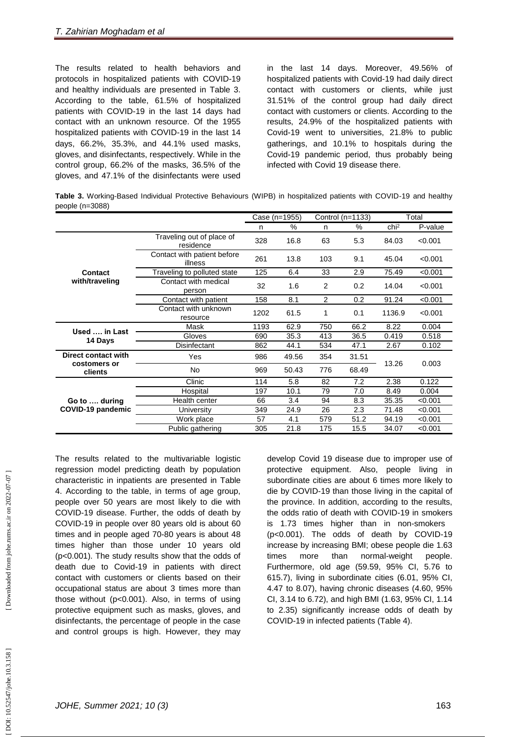The results related to health behaviors and protocols in hospitalized patients with COVID-19 and healthy individuals are presented in Table 3. According to the table, 61.5% of hospitalized patients with COVID-19 in the last 14 days had contact with an unknown resource. Of the 1955 hospitalized patients with COVID-19 in the last 14 days, 66.2%, 35.3%, and 44.1% used masks, gloves, and disinfectants, respectively. While in the control group, 66.2% of the masks, 36.5% of the gloves, and 47.1% of the disinfectants were used in the last 14 days. Moreover, 49.56% of hospitalized patients with Covid-19 had daily direct contact with customers or clients, while just 31.51% of the control group had daily direct contact with customers or clients. According to the results, 24.9% of the hospitalized patients with Covid-19 went to universities, 21.8% to public gatherings, and 10.1% to hospitals during the Covid-19 pandemic period, thus probably being infected with Covid 19 disease there.

**Table 3.** Working-Based Individual Protective Behaviours (WIPB) in hospitalized patients with COVID-19 and healthy people (n=3088)

| | | Case (n=1955) | | Control (n=1133) | | Total | |
|---|---|---|---|---|---|---|---|
| | | n | % | n | % | $chi^2$ | P-value |
| **Contact with/traveling** | Traveling out of place of residence | 328 | 16.8 | 63 | 5.3 | 84.03 | <0.001 |
| | Contact with patient before illness | 261 | 13.8 | 103 | 9.1 | 45.04 | <0.001 |
| | Traveling to polluted state | 125 | 6.4 | 33 | 2.9 | 75.49 | <0.001 |
| | Contact with medical person | 32 | 1.6 | 2 | 0.2 | 14.04 | <0.001 |
| | Contact with patient | 158 | 8.1 | 2 | 0.2 | 91.24 | <0.001 |
| | Contact with unknown resource | 1202 | 61.5 | 1 | 0.1 | 1136.9 | <0.001 |
| **Used …. in Last 14 Days** | Mask | 1193 | 62.9 | 750 | 66.2 | 8.22 | 0.004 |
| | Gloves | 690 | 35.3 | 413 | 36.5 | 0.419 | 0.518 |
| | Disinfectant | 862 | 44.1 | 534 | 47.1 | 2.67 | 0.102 |
| **Direct contact with costomers or clients** | Yes | 986 | 49.56 | 354 | 31.51 | 13.26 | 0.003 |
| | No | 969 | 50.43 | 776 | 68.49 | | |
| **Go to …. during COVID-19 pandemic** | Clinic | 114 | 5.8 | 82 | 7.2 | 2.38 | 0.122 |
| | Hospital | 197 | 10.1 | 79 | 7.0 | 8.49 | 0.004 |
| | Health center | 66 | 3.4 | 94 | 8.3 | 35.35 | <0.001 |
| | University | 349 | 24.9 | 26 | 2.3 | 71.48 | <0.001 |
| | Work place | 57 | 4.1 | 579 | 51.2 | 94.19 | <0.001 |
| | Public gathering | 305 | 21.8 | 175 | 15.5 | 34.07 | <0.001 |

The results related to the multivariable logistic regression model predicting death by population characteristic in inpatients are presented in Table 4. According to the table, in terms of age group, people over 50 years are most likely to die with COVID-19 disease. Further, the odds of death by COVID-19 in people over 80 years old is about 60 times and in people aged 70-80 years is about 48 times higher than those under 10 years old ($p<0.001$). The study results show that the odds of death due to Covid-19 in patients with direct contact with customers or clients based on their occupational status are about 3 times more than those without ($p<0.001$). Also, in terms of using protective equipment such as masks, gloves, and disinfectants, the percentage of people in the case and control groups is high. However, they may develop Covid 19 disease due to improper use of protective equipment. Also, people living in subordinate cities are about 6 times more likely to die by COVID-19 than those living in the capital of the province. In addition, according to the results, the odds ratio of death with COVID-19 in smokers is 1.73 times higher than in non-smokers ($p<0.001$). The odds of death by COVID-19 increase by increasing BMI; obese people die 1.63 times more than normal-weight people. Furthermore, old age (59.59, 95% CI, 5.76 to 615.7), living in subordinate cities (6.01, 95% CI, 4.47 to 8.07), having chronic diseases (4.60, 95% CI, 3.14 to 6.72), and high BMI (1.63, 95% CI, 1.14 to 2.35) significantly increase odds of death by COVID-19 in infected patients (Table 4).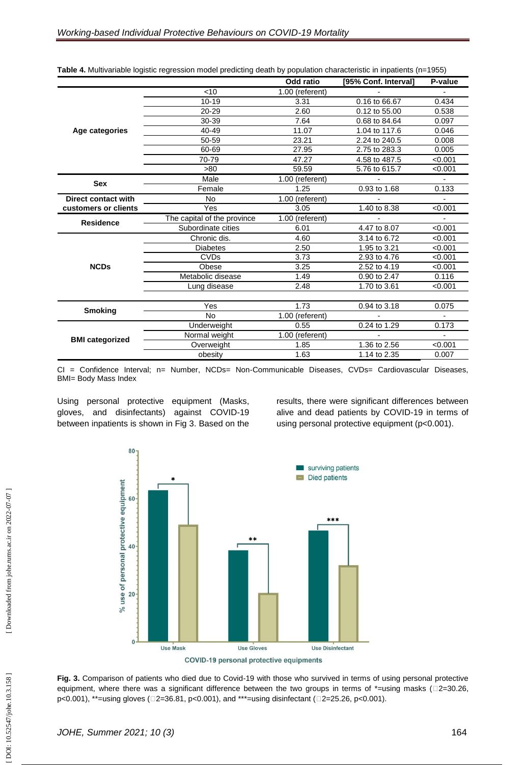**Table 4.** Multivariable logistic regression model predicting death by population characteristic in inpatients (n=1955)

| | | Odd ratio | [95% Conf. Interval] | P-value |
|---|---|---|---|---|
| **Age categories** | <10 | 1.00 (referent) | - | - |
| | 10-19 | 3.31 | 0.16 to 66.67 | 0.434 |
| | 20-29 | 2.60 | 0.12 to 55.00 | 0.538 |
| | 30-39 | 7.64 | 0.68 to 84.64 | 0.097 |
| | 40-49 | 11.07 | 1.04 to 117.6 | 0.046 |
| | 50-59 | 23.21 | 2.24 to 240.5 | 0.008 |
| | 60-69 | 27.95 | 2.75 to 283.3 | 0.005 |
| | 70-79 | 47.27 | 4.58 to 487.5 | <0.001 |
| | >80 | 59.59 | 5.76 to 615.7 | <0.001 |
| **Sex** | Male | 1.00 (referent) | - | - |
| | Female | 1.25 | 0.93 to 1.68 | 0.133 |
| **Direct contact with customers or clients** | No | 1.00 (referent) | - | - |
| | Yes | 3.05 | 1.40 to 8.38 | <0.001 |
| **Residence** | The capital of the province | 1.00 (referent) | - | - |
| | Subordinate cities | 6.01 | 4.47 to 8.07 | <0.001 |
| **NCDs** | Chronic dis. | 4.60 | 3.14 to 6.72 | <0.001 |
| | Diabetes | 2.50 | 1.95 to 3.21 | <0.001 |
| | CVDs | 3.73 | 2.93 to 4.76 | <0.001 |
| | Obese | 3.25 | 2.52 to 4.19 | <0.001 |
| | Metabolic disease | 1.49 | 0.90 to 2.47 | 0.116 |
| | Lung disease | 2.48 | 1.70 to 3.61 | <0.001 |
| **Smoking** | Yes | 1.73 | 0.94 to 3.18 | 0.075 |
| | No | 1.00 (referent) | - | - |
| **BMI categorized** | Underweight | 0.55 | 0.24 to 1.29 | 0.173 |
| | Normal weight | 1.00 (referent) | - | - |
| | Overweight | 1.85 | 1.36 to 2.56 | <0.001 |
| | obesity | 1.63 | 1.14 to 2.35 | 0.007 |

CI = Confidence Interval; n= Number, NCDs= Non-Communicable Diseases, CVDs= Cardiovascular Diseases, BMI= Body Mass Index

Using personal protective equipment (Masks, gloves, and disinfectants) against COVID-19 between inpatients is shown in Fig 3. Based on the results, there were significant differences between alive and dead patients by COVID-19 in terms of using personal protective equipment (p<0.001).

**Fig. 3.** Comparison of patients who died due to Covid-19 with those who survived in terms of using personal protective equipment, where there was a significant difference between the two groups in terms of *=using masks ($\chi^2$=30.26, p<0.001), **=using gloves ($\chi^2$=36.81, p<0.001), and ***=using disinfectant ($\chi^2$=25.26, p<0.001).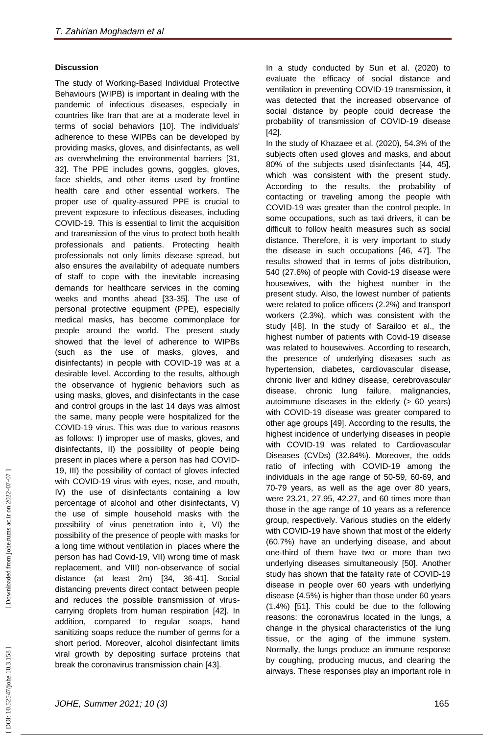## Discussion

The study of Working-Based Individual Protective Behaviours (WIPB) is important in dealing with the pandemic of infectious diseases, especially in countries like Iran that are at a moderate level in terms of social behaviors [10]. The individuals' adherence to these WIPBs can be developed by providing masks, gloves, and disinfectants, as well as overwhelming the environmental barriers [31, 32]. The PPE includes gowns, goggles, gloves, face shields, and other items used by frontline health care and other essential workers. The proper use of quality-assured PPE is crucial to prevent exposure to infectious diseases, including COVID-19. This is essential to limit the acquisition and transmission of the virus to protect both health professionals and patients. Protecting health professionals not only limits disease spread, but also ensures the availability of adequate numbers of staff to cope with the inevitable increasing demands for healthcare services in the coming weeks and months ahead [33-35]. The use of personal protective equipment (PPE), especially medical masks, has become commonplace for people around the world. The present study showed that the level of adherence to WIPBs (such as the use of masks, gloves, and disinfectants) in people with COVID-19 was at a desirable level. According to the results, although the observance of hygienic behaviors such as using masks, gloves, and disinfectants in the case and control groups in the last 14 days was almost the same, many people were hospitalized for the COVID-19 virus. This was due to various reasons as follows: I) improper use of masks, gloves, and disinfectants, II) the possibility of people being present in places where a person has had COVID-19, III) the possibility of contact of gloves infected with COVID-19 virus with eyes, nose, and mouth, IV) the use of disinfectants containing a low percentage of alcohol and other disinfectants, V) the use of simple household masks with the possibility of virus penetration into it, VI) the possibility of the presence of people with masks for a long time without ventilation in places where the person has had Covid-19, VII) wrong time of mask replacement, and VIII) non-observance of social distance (at least 2m) [34, 36-41]. Social distancing prevents direct contact between people and reduces the possible transmission of virus-carrying droplets from human respiration [42]. In addition, compared to regular soaps, hand sanitizing soaps reduce the number of germs for a short period. Moreover, alcohol disinfectant limits viral growth by depositing surface proteins that break the coronavirus transmission chain [43].

In a study conducted by Sun et al. (2020) to evaluate the efficacy of social distance and ventilation in preventing COVID-19 transmission, it was detected that the increased observance of social distance by people could decrease the probability of transmission of COVID-19 disease [42].

In the study of Khazaee et al. (2020), 54.3% of the subjects often used gloves and masks, and about 80% of the subjects used disinfectants [44, 45], which was consistent with the present study. According to the results, the probability of contacting or traveling among the people with COVID-19 was greater than the control people. In some occupations, such as taxi drivers, it can be difficult to follow health measures such as social distance. Therefore, it is very important to study the disease in such occupations [46, 47]. The results showed that in terms of jobs distribution, 540 (27.6%) of people with Covid-19 disease were housewives, with the highest number in the present study. Also, the lowest number of patients were related to police officers (2.2%) and transport workers (2.3%), which was consistent with the study [48]. In the study of Sarailoo et al., the highest number of patients with Covid-19 disease was related to housewives. According to research, the presence of underlying diseases such as hypertension, diabetes, cardiovascular disease, chronic liver and kidney disease, cerebrovascular disease, chronic lung failure, malignancies, autoimmune diseases in the elderly (> 60 years) with COVID-19 disease was greater compared to other age groups [49]. According to the results, the highest incidence of underlying diseases in people with COVID-19 was related to Cardiovascular Diseases (CVDs) (32.84%). Moreover, the odds ratio of infecting with COVID-19 among the individuals in the age range of 50-59, 60-69, and 70-79 years, as well as the age over 80 years, were 23.21, 27.95, 42.27, and 60 times more than those in the age range of 10 years as a reference group, respectively. Various studies on the elderly with COVID-19 have shown that most of the elderly (60.7%) have an underlying disease, and about one-third of them have two or more than two underlying diseases simultaneously [50]. Another study has shown that the fatality rate of COVID-19 disease in people over 60 years with underlying disease (4.5%) is higher than those under 60 years (1.4%) [51]. This could be due to the following reasons: the coronavirus located in the lungs, a change in the physical characteristics of the lung tissue, or the aging of the immune system. Normally, the lungs produce an immune response by coughing, producing mucus, and clearing the airways. These responses play an important role in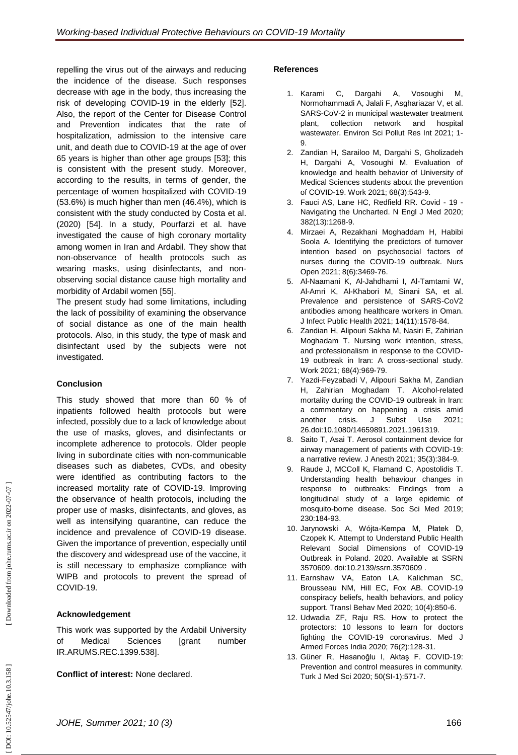repelling the virus out of the airways and reducing the incidence of the disease. Such responses decrease with age in the body, thus increasing the risk of developing COVID-19 in the elderly [52]. Also, the report of the Center for Disease Control and Prevention indicates that the rate of hospitalization, admission to the intensive care unit, and death due to COVID-19 at the age of over 65 years is higher than other age groups [53]; this is consistent with the present study. Moreover, according to the results, in terms of gender, the percentage of women hospitalized with COVID-19 (53.6%) is much higher than men (46.4%), which is consistent with the study conducted by Costa et al. (2020) [54]. In a study, Pourfarzi et al. have investigated the cause of high coronary mortality among women in Iran and Ardabil. They show that non-observance of health protocols such as wearing masks, using disinfectants, and non-observing social distance cause high mortality and morbidity of Ardabil women [55].

The present study had some limitations, including the lack of possibility of examining the observance of social distance as one of the main health protocols. Also, in this study, the type of mask and disinfectant used by the subjects were not investigated.

## Conclusion

This study showed that more than 60 % of inpatients followed health protocols but were infected, possibly due to a lack of knowledge about the use of masks, gloves, and disinfectants or incomplete adherence to protocols. Older people living in subordinate cities with non-communicable diseases such as diabetes, CVDs, and obesity were identified as contributing factors to the increased mortality rate of COVID-19. Improving the observance of health protocols, including the proper use of masks, disinfectants, and gloves, as well as intensifying quarantine, can reduce the incidence and prevalence of COVID-19 disease. Given the importance of prevention, especially until the discovery and widespread use of the vaccine, it is still necessary to emphasize compliance with WIPB and protocols to prevent the spread of COVID-19.

## Acknowledgement

This work was supported by the Ardabil University of Medical Sciences [grant number IR.ARUMS.REC.1399.538].

**Conflict of interest:** None declared.

## References

1. Karami C, Dargahi A, Vosoughi M, Normohammadi A, Jalali F, Asghariazar V, et al. SARS-CoV-2 in municipal wastewater treatment plant, collection network and hospital wastewater. Environ Sci Pollut Res Int 2021; 1-9.
2. Zandian H, Sarailoo M, Dargahi S, Gholizadeh H, Dargahi A, Vosoughi M. Evaluation of knowledge and health behavior of University of Medical Sciences students about the prevention of COVID-19. Work 2021; 68(3):543-9.
3. Fauci AS, Lane HC, Redfield RR. Covid - 19 - Navigating the Uncharted. N Engl J Med 2020; 382(13):1268-9.
4. Mirzaei A, Rezakhani Moghaddam H, Habibi Soola A. Identifying the predictors of turnover intention based on psychosocial factors of nurses during the COVID-19 outbreak. Nurs Open 2021; 8(6):3469-76.
5. Al-Naamani K, Al-Jahdhami I, Al-Tamtami W, Al-Amri K, Al-Khabori M, Sinani SA, et al. Prevalence and persistence of SARS-CoV2 antibodies among healthcare workers in Oman. J Infect Public Health 2021; 14(11):1578-84.
6. Zandian H, Alipouri Sakha M, Nasiri E, Zahirian Moghadam T. Nursing work intention, stress, and professionalism in response to the COVID-19 outbreak in Iran: A cross-sectional study. Work 2021; 68(4):969-79.
7. Yazdi-Feyzabadi V, Alipouri Sakha M, Zandian H, Zahirian Moghadam T. Alcohol-related mortality during the COVID-19 outbreak in Iran: a commentary on happening a crisis amid another crisis. J Subst Use 2021; 26.doi:10.1080/14659891.2021.1961319.
8. Saito T, Asai T. Aerosol containment device for airway management of patients with COVID-19: a narrative review. J Anesth 2021; 35(3):384-9.
9. Raude J, MCColl K, Flamand C, Apostolidis T. Understanding health behaviour changes in response to outbreaks: Findings from a longitudinal study of a large epidemic of mosquito-borne disease. Soc Sci Med 2019; 230:184-93.
10. Jarynowski A, Wójta-Kempa M, Płatek D, Czopek K. Attempt to Understand Public Health Relevant Social Dimensions of COVID-19 Outbreak in Poland. 2020. Available at SSRN 3570609. doi:10.2139/ssrn.3570609 .
11. Earnshaw VA, Eaton LA, Kalichman SC, Brousseau NM, Hill EC, Fox AB. COVID-19 conspiracy beliefs, health behaviors, and policy support. Transl Behav Med 2020; 10(4):850-6.
12. Udwadia ZF, Raju RS. How to protect the protectors: 10 lessons to learn for doctors fighting the COVID-19 coronavirus. Med J Armed Forces India 2020; 76(2):128-31.
13. Güner R, Hasanoğlu I, Aktaş F. COVID-19: Prevention and control measures in community. Turk J Med Sci 2020; 50(SI-1):571-7.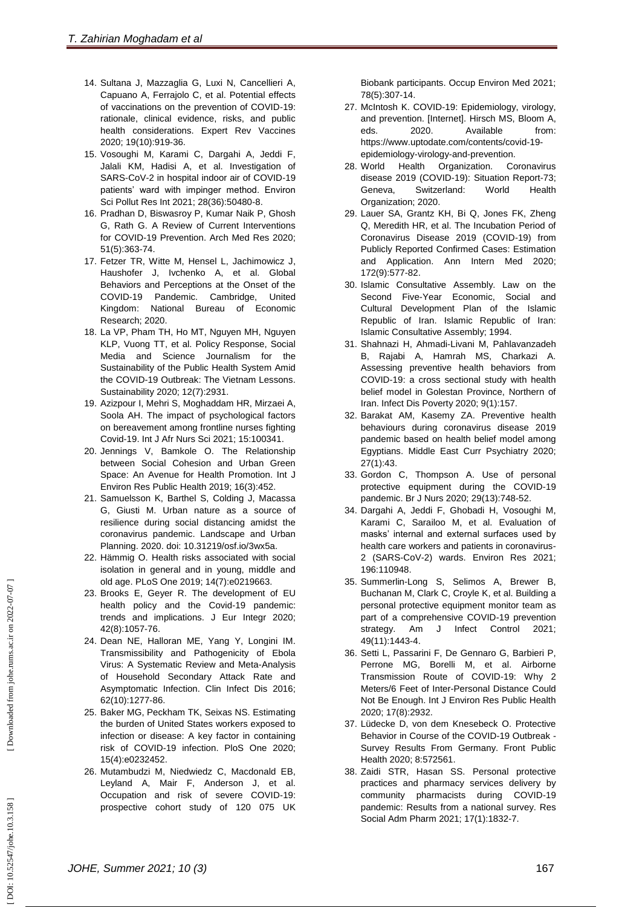14. Sultana J, Mazzaglia G, Luxi N, Cancellieri A, Capuano A, Ferrajolo C, et al. Potential effects of vaccinations on the prevention of COVID-19: rationale, clinical evidence, risks, and public health considerations. Expert Rev Vaccines 2020; 19(10):919-36.
15. Vosoughi M, Karami C, Dargahi A, Jeddi F, Jalali KM, Hadisi A, et al. Investigation of SARS-CoV-2 in hospital indoor air of COVID-19 patients' ward with impinger method. Environ Sci Pollut Res Int 2021; 28(36):50480-8.
16. Pradhan D, Biswasroy P, Kumar Naik P, Ghosh G, Rath G. A Review of Current Interventions for COVID-19 Prevention. Arch Med Res 2020; 51(5):363-74.
17. Fetzer TR, Witte M, Hensel L, Jachimowicz J, Haushofer J, Ivchenko A, et al. Global Behaviors and Perceptions at the Onset of the COVID-19 Pandemic. Cambridge, United Kingdom: National Bureau of Economic Research; 2020.
18. La VP, Pham TH, Ho MT, Nguyen MH, Nguyen KLP, Vuong TT, et al. Policy Response, Social Media and Science Journalism for the Sustainability of the Public Health System Amid the COVID-19 Outbreak: The Vietnam Lessons. Sustainability 2020; 12(7):2931.
19. Azizpour I, Mehri S, Moghaddam HR, Mirzaei A, Soola AH. The impact of psychological factors on bereavement among frontline nurses fighting Covid-19. Int J Afr Nurs Sci 2021; 15:100341.
20. Jennings V, Bamkole O. The Relationship between Social Cohesion and Urban Green Space: An Avenue for Health Promotion. Int J Environ Res Public Health 2019; 16(3):452.
21. Samuelsson K, Barthel S, Colding J, Macassa G, Giusti M. Urban nature as a source of resilience during social distancing amidst the coronavirus pandemic. Landscape and Urban Planning. 2020. doi: 10.31219/osf.io/3wx5a.
22. Hämmig O. Health risks associated with social isolation in general and in young, middle and old age. PLoS One 2019; 14(7):e0219663.
23. Brooks E, Geyer R. The development of EU health policy and the Covid-19 pandemic: trends and implications. J Eur Integr 2020; 42(8):1057-76.
24. Dean NE, Halloran ME, Yang Y, Longini IM. Transmissibility and Pathogenicity of Ebola Virus: A Systematic Review and Meta-Analysis of Household Secondary Attack Rate and Asymptomatic Infection. Clin Infect Dis 2016; 62(10):1277-86.
25. Baker MG, Peckham TK, Seixas NS. Estimating the burden of United States workers exposed to infection or disease: A key factor in containing risk of COVID-19 infection. PloS One 2020; 15(4):e0232452.
26. Mutambudzi M, Niedwiedz C, Macdonald EB, Leyland A, Mair F, Anderson J, et al. Occupation and risk of severe COVID-19: prospective cohort study of 120 075 UK Biobank participants. Occup Environ Med 2021; 78(5):307-14.
27. McIntosh K. COVID-19: Epidemiology, virology, and prevention. [Internet]. Hirsch MS, Bloom A, eds. 2020. Available from: https://www.uptodate.com/contents/covid-19-epidemiology-virology-and-prevention.
28. World Health Organization. Coronavirus disease 2019 (COVID-19): Situation Report-73; Geneva, Switzerland: World Health Organization; 2020.
29. Lauer SA, Grantz KH, Bi Q, Jones FK, Zheng Q, Meredith HR, et al. The Incubation Period of Coronavirus Disease 2019 (COVID-19) from Publicly Reported Confirmed Cases: Estimation and Application. Ann Intern Med 2020; 172(9):577-82.
30. Islamic Consultative Assembly. Law on the Second Five-Year Economic, Social and Cultural Development Plan of the Islamic Republic of Iran. Islamic Republic of Iran: Islamic Consultative Assembly; 1994.
31. Shahnazi H, Ahmadi-Livani M, Pahlavanzadeh B, Rajabi A, Hamrah MS, Charkazi A. Assessing preventive health behaviors from COVID-19: a cross sectional study with health belief model in Golestan Province, Northern of Iran. Infect Dis Poverty 2020; 9(1):157.
32. Barakat AM, Kasemy ZA. Preventive health behaviours during coronavirus disease 2019 pandemic based on health belief model among Egyptians. Middle East Curr Psychiatry 2020; 27(1):43.
33. Gordon C, Thompson A. Use of personal protective equipment during the COVID-19 pandemic. Br J Nurs 2020; 29(13):748-52.
34. Dargahi A, Jeddi F, Ghobadi H, Vosoughi M, Karami C, Sarailoo M, et al. Evaluation of masks' internal and external surfaces used by health care workers and patients in coronavirus-2 (SARS-CoV-2) wards. Environ Res 2021; 196:110948.
35. Summerlin-Long S, Selimos A, Brewer B, Buchanan M, Clark C, Croyle K, et al. Building a personal protective equipment monitor team as part of a comprehensive COVID-19 prevention strategy. Am J Infect Control 2021; 49(11):1443-4.
36. Setti L, Passarini F, De Gennaro G, Barbieri P, Perrone MG, Borelli M, et al. Airborne Transmission Route of COVID-19: Why 2 Meters/6 Feet of Inter-Personal Distance Could Not Be Enough. Int J Environ Res Public Health 2020; 17(8):2932.
37. Lüdecke D, von dem Knesebeck O. Protective Behavior in Course of the COVID-19 Outbreak - Survey Results From Germany. Front Public Health 2020; 8:572561.
38. Zaidi STR, Hasan SS. Personal protective practices and pharmacy services delivery by community pharmacists during COVID-19 pandemic: Results from a national survey. Res Social Adm Pharm 2021; 17(1):1832-7.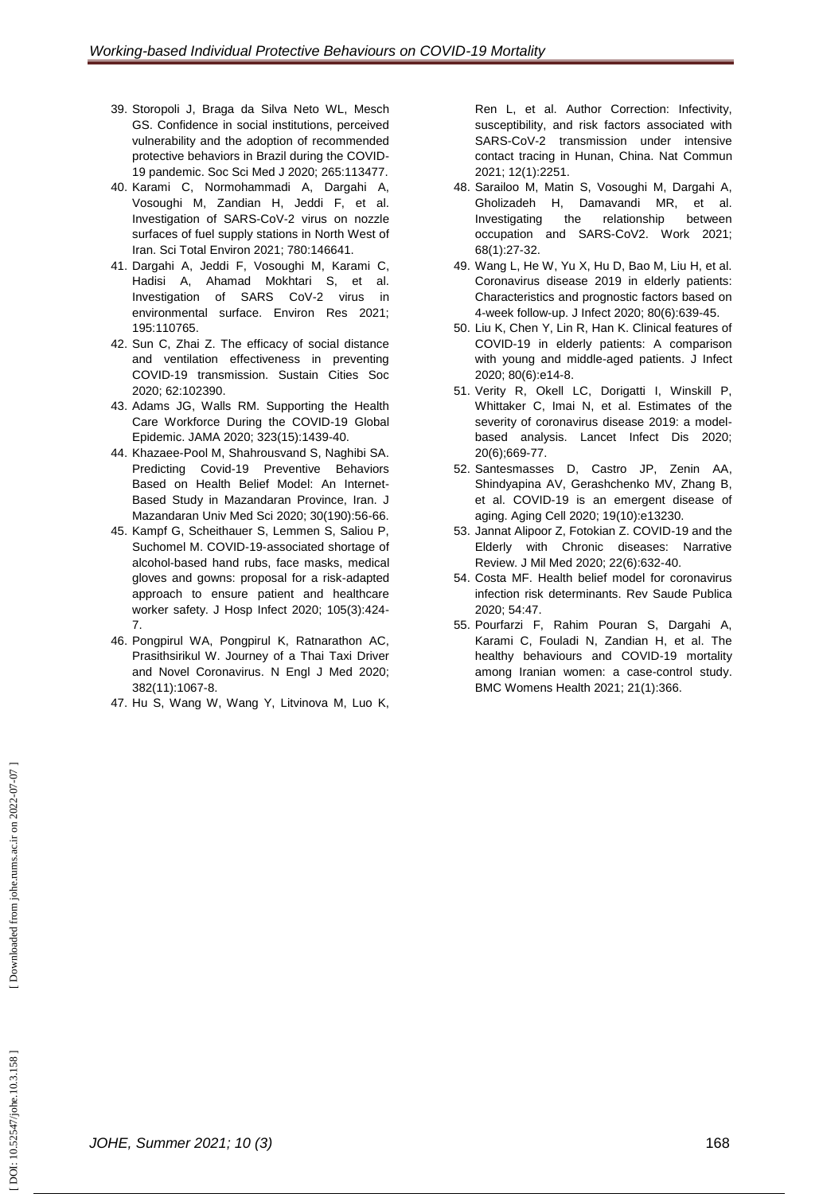39. Storopoli J, Braga da Silva Neto WL, Mesch GS. Confidence in social institutions, perceived vulnerability and the adoption of recommended protective behaviors in Brazil during the COVID-19 pandemic. Soc Sci Med J 2020; 265:113477.
40. Karami C, Normohammadi A, Dargahi A, Vosoughi M, Zandian H, Jeddi F, et al. Investigation of SARS-CoV-2 virus on nozzle surfaces of fuel supply stations in North West of Iran. Sci Total Environ 2021; 780:146641.
41. Dargahi A, Jeddi F, Vosoughi M, Karami C, Hadisi A, Ahamad Mokhtari S, et al. Investigation of SARS CoV-2 virus in environmental surface. Environ Res 2021; 195:110765.
42. Sun C, Zhai Z. The efficacy of social distance and ventilation effectiveness in preventing COVID-19 transmission. Sustain Cities Soc 2020; 62:102390.
43. Adams JG, Walls RM. Supporting the Health Care Workforce During the COVID-19 Global Epidemic. JAMA 2020; 323(15):1439-40.
44. Khazaee-Pool M, Shahrousvand S, Naghibi SA. Predicting Covid-19 Preventive Behaviors Based on Health Belief Model: An Internet-Based Study in Mazandaran Province, Iran. J Mazandaran Univ Med Sci 2020; 30(190):56-66.
45. Kampf G, Scheithauer S, Lemmen S, Saliou P, Suchomel M. COVID-19-associated shortage of alcohol-based hand rubs, face masks, medical gloves and gowns: proposal for a risk-adapted approach to ensure patient and healthcare worker safety. J Hosp Infect 2020; 105(3):424-7.
46. Pongpirul WA, Pongpirul K, Ratnarathon AC, Prasithsirikul W. Journey of a Thai Taxi Driver and Novel Coronavirus. N Engl J Med 2020; 382(11):1067-8.
47. Hu S, Wang W, Wang Y, Litvinova M, Luo K, Ren L, et al. Author Correction: Infectivity, susceptibility, and risk factors associated with SARS-CoV-2 transmission under intensive contact tracing in Hunan, China. Nat Commun 2021; 12(1):2251.
48. Sarailoo M, Matin S, Vosoughi M, Dargahi A, Gholizadeh H, Damavandi MR, et al. Investigating the relationship between occupation and SARS-CoV2. Work 2021; 68(1):27-32.
49. Wang L, He W, Yu X, Hu D, Bao M, Liu H, et al. Coronavirus disease 2019 in elderly patients: Characteristics and prognostic factors based on 4-week follow-up. J Infect 2020; 80(6):639-45.
50. Liu K, Chen Y, Lin R, Han K. Clinical features of COVID-19 in elderly patients: A comparison with young and middle-aged patients. J Infect 2020; 80(6):e14-8.
51. Verity R, Okell LC, Dorigatti I, Winskill P, Whittaker C, Imai N, et al. Estimates of the severity of coronavirus disease 2019: a model-based analysis. Lancet Infect Dis 2020; 20(6);669-77.
52. Santesmasses D, Castro JP, Zenin AA, Shindyapina AV, Gerashchenko MV, Zhang B, et al. COVID-19 is an emergent disease of aging. Aging Cell 2020; 19(10):e13230.
53. Jannat Alipoor Z, Fotokian Z. COVID-19 and the Elderly with Chronic diseases: Narrative Review. J Mil Med 2020; 22(6):632-40.
54. Costa MF. Health belief model for coronavirus infection risk determinants. Rev Saude Publica 2020; 54:47.
55. Pourfarzi F, Rahim Pouran S, Dargahi A, Karami C, Fouladi N, Zandian H, et al. The healthy behaviours and COVID-19 mortality among Iranian women: a case-control study. BMC Womens Health 2021; 21(1):366.